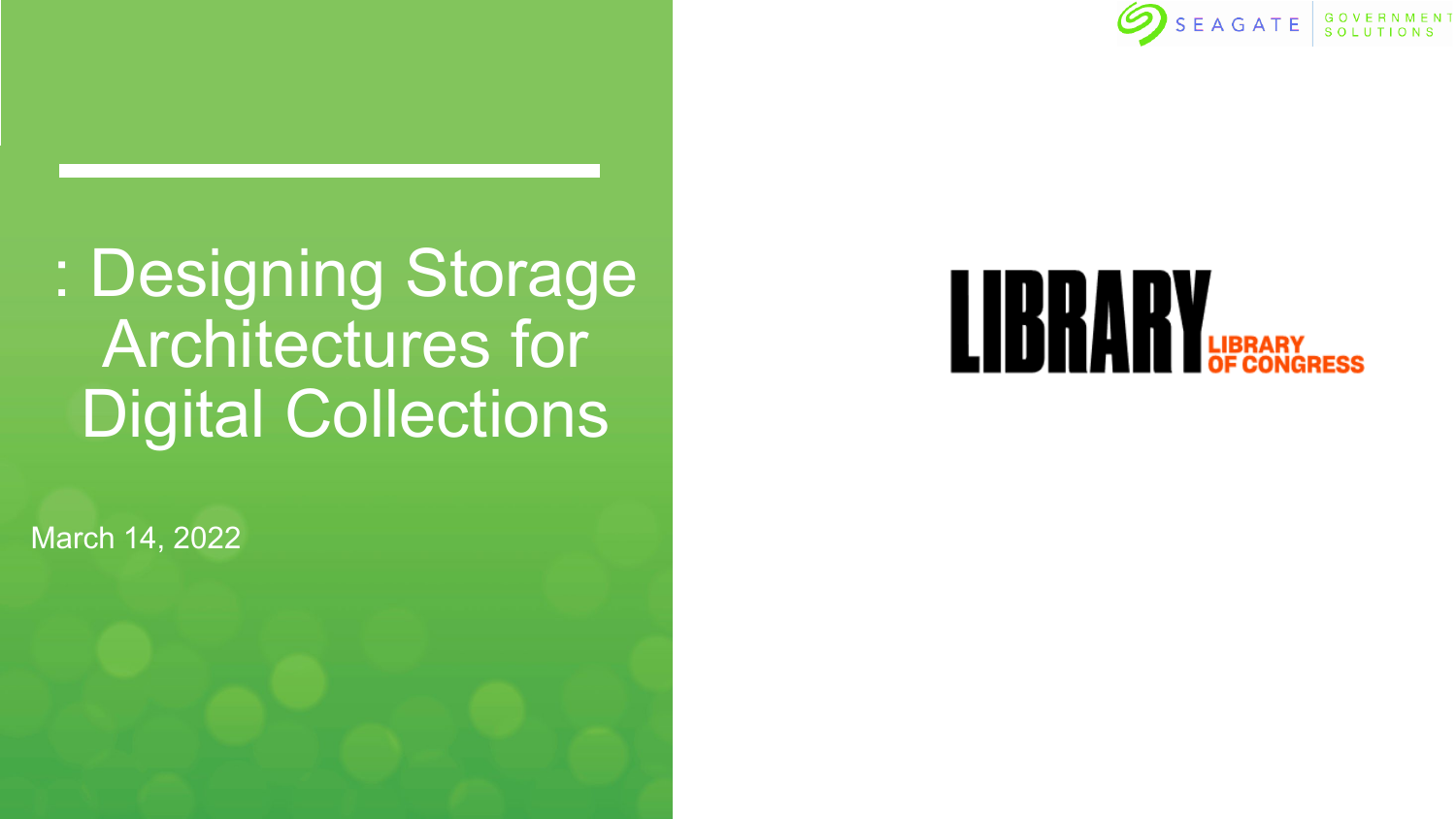SEAGATE GOVERNMENT SOLUTIONS

# : Designing Storage Architectures for Digital Collections

March 14, 2022

LIBRARY

LIBRARY OF CONGRESS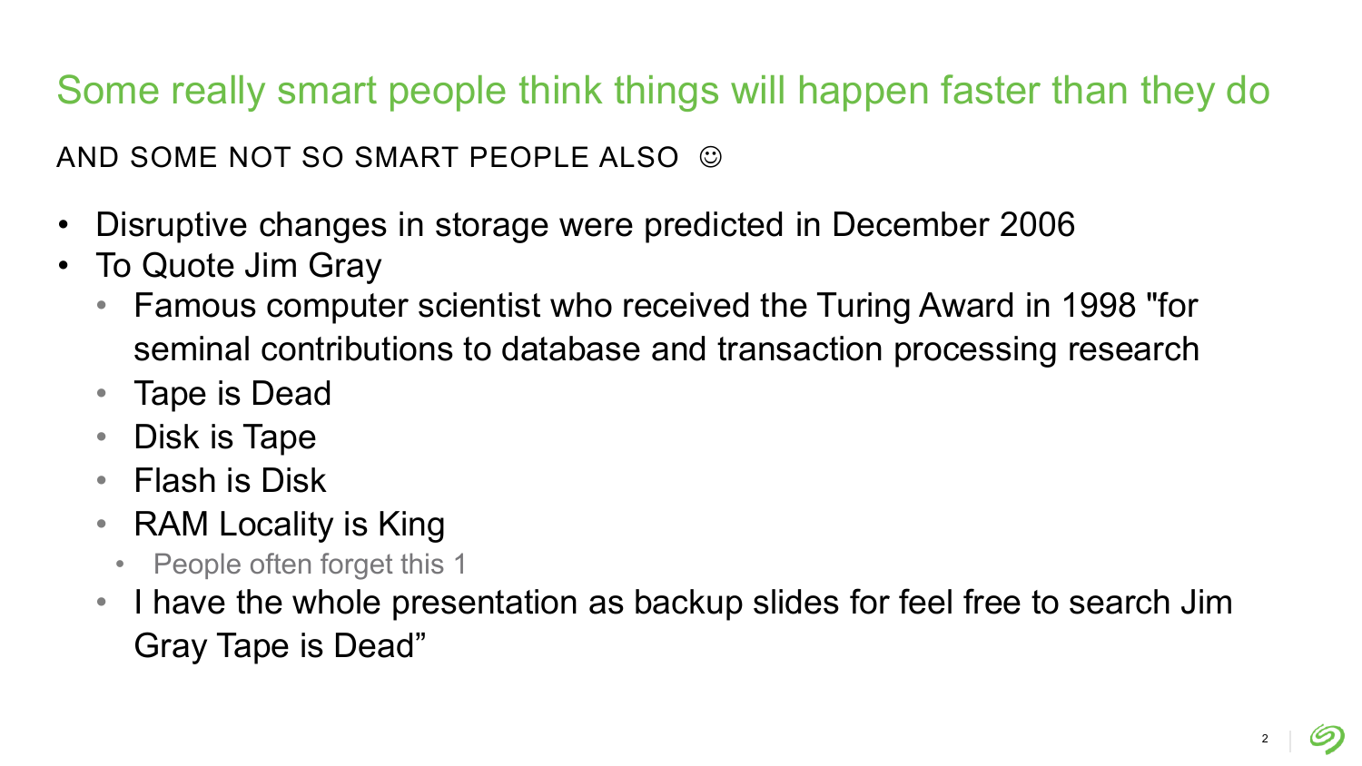# Some really smart people think things will happen faster than they do

AND SOME NOT SO SMART PEOPLE ALSO ☺

- Disruptive changes in storage were predicted in December 2006
- To Quote Jim Gray
  - Famous computer scientist who received the Turing Award in 1998 "for seminal contributions to database and transaction processing research
  - Tape is Dead
  - Disk is Tape
  - Flash is Disk
  - RAM Locality is King
    - People often forget this 1
  - I have the whole presentation as backup slides for feel free to search Jim Gray Tape is Dead"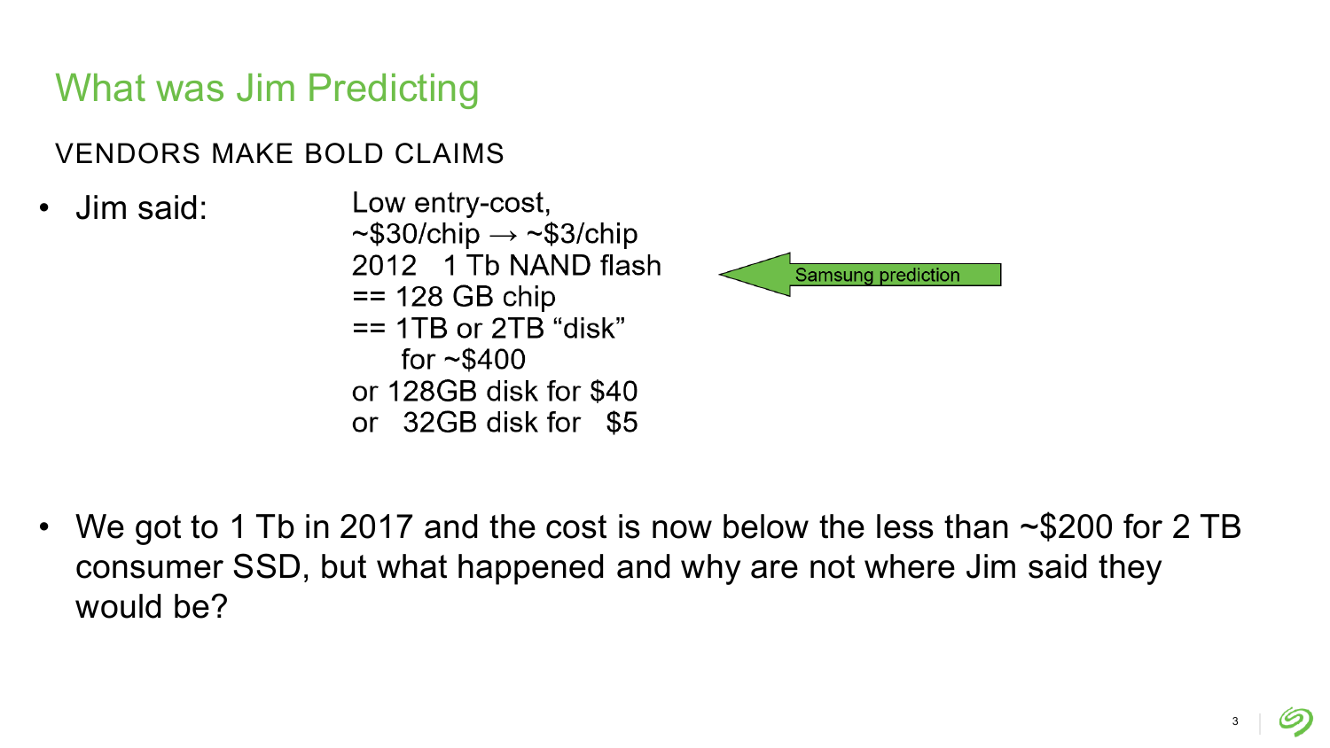# What was Jim Predicting

## VENDORS MAKE BOLD CLAIMS

- Jim said:

  Low entry-cost,
  ~$30/chip → ~$3/chip
  2012 1 Tb NAND flash
  == 128 GB chip
  == 1TB or 2TB "disk"
  for ~$400
  or 128GB disk for $40
  or 32GB disk for $5

  Samsung prediction

- We got to 1 Tb in 2017 and the cost is now below the less than ~$200 for 2 TB consumer SSD, but what happened and why are not where Jim said they would be?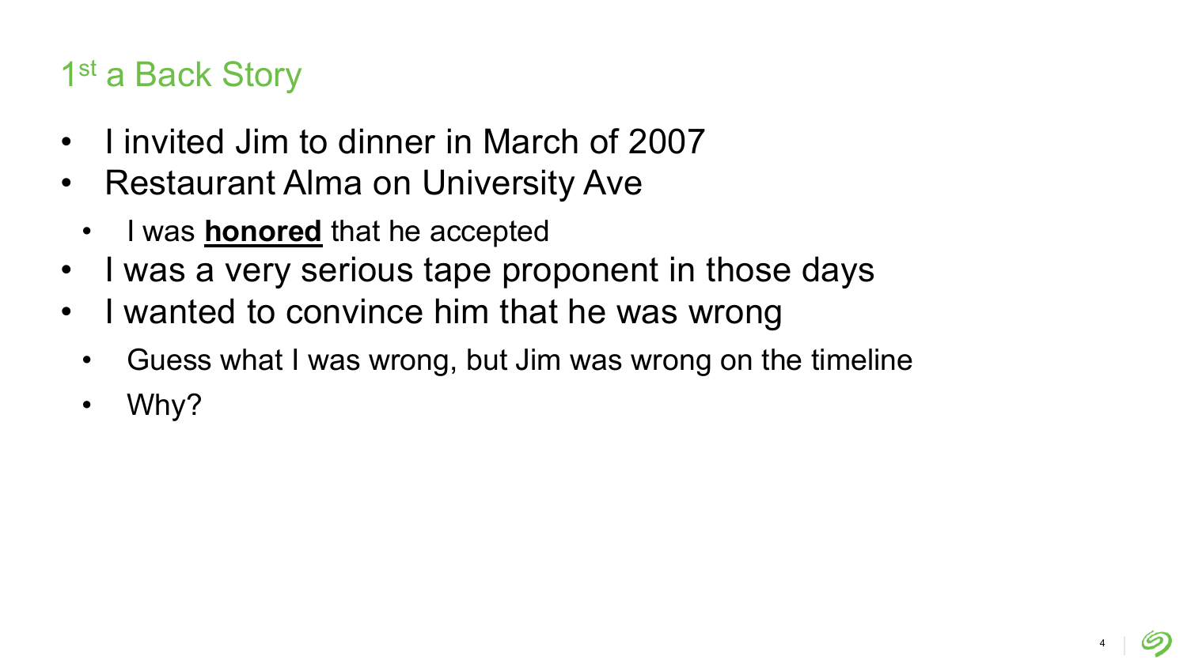# 1st a Back Story

- I invited Jim to dinner in March of 2007
- Restaurant Alma on University Ave
  - I was **honored** that he accepted
- I was a very serious tape proponent in those days
- I wanted to convince him that he was wrong
  - Guess what I was wrong, but Jim was wrong on the timeline
  - Why?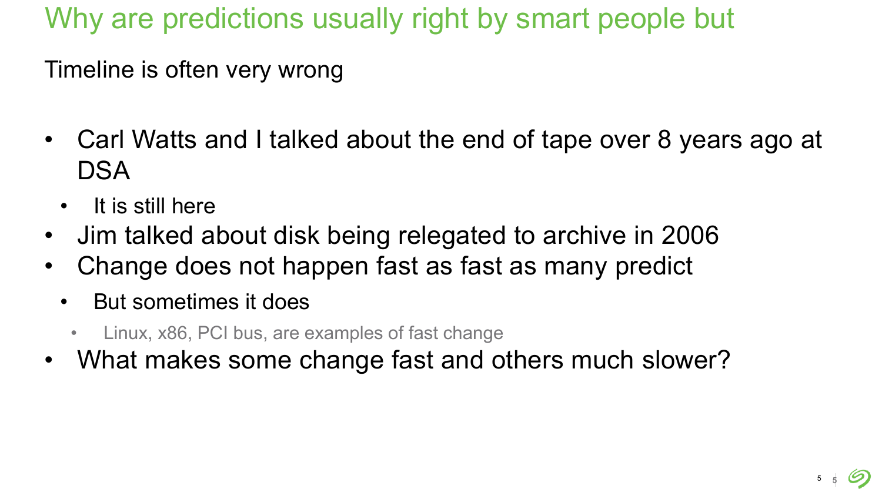# Why are predictions usually right by smart people but

Timeline is often very wrong

- Carl Watts and I talked about the end of tape over 8 years ago at DSA
  - It is still here
- Jim talked about disk being relegated to archive in 2006
- Change does not happen fast as fast as many predict
  - But sometimes it does
    - Linux, x86, PCI bus, are examples of fast change
- What makes some change fast and others much slower?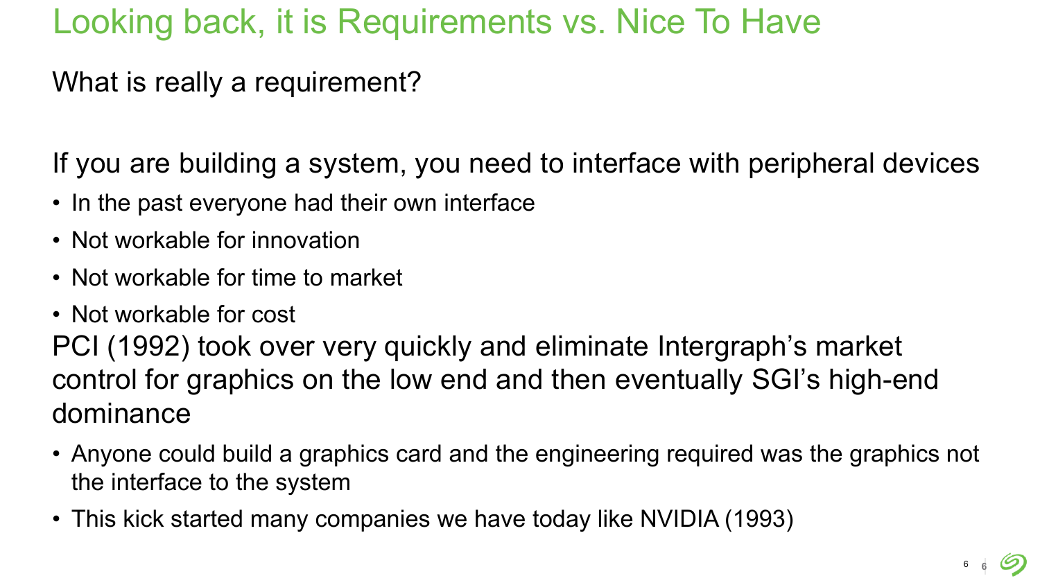# Looking back, it is Requirements vs. Nice To Have

What is really a requirement?

If you are building a system, you need to interface with peripheral devices

- In the past everyone had their own interface
- Not workable for innovation
- Not workable for time to market
- Not workable for cost

PCI (1992) took over very quickly and eliminate Intergraph's market control for graphics on the low end and then eventually SGI's high-end dominance

- Anyone could build a graphics card and the engineering required was the graphics not the interface to the system
- This kick started many companies we have today like NVIDIA (1993)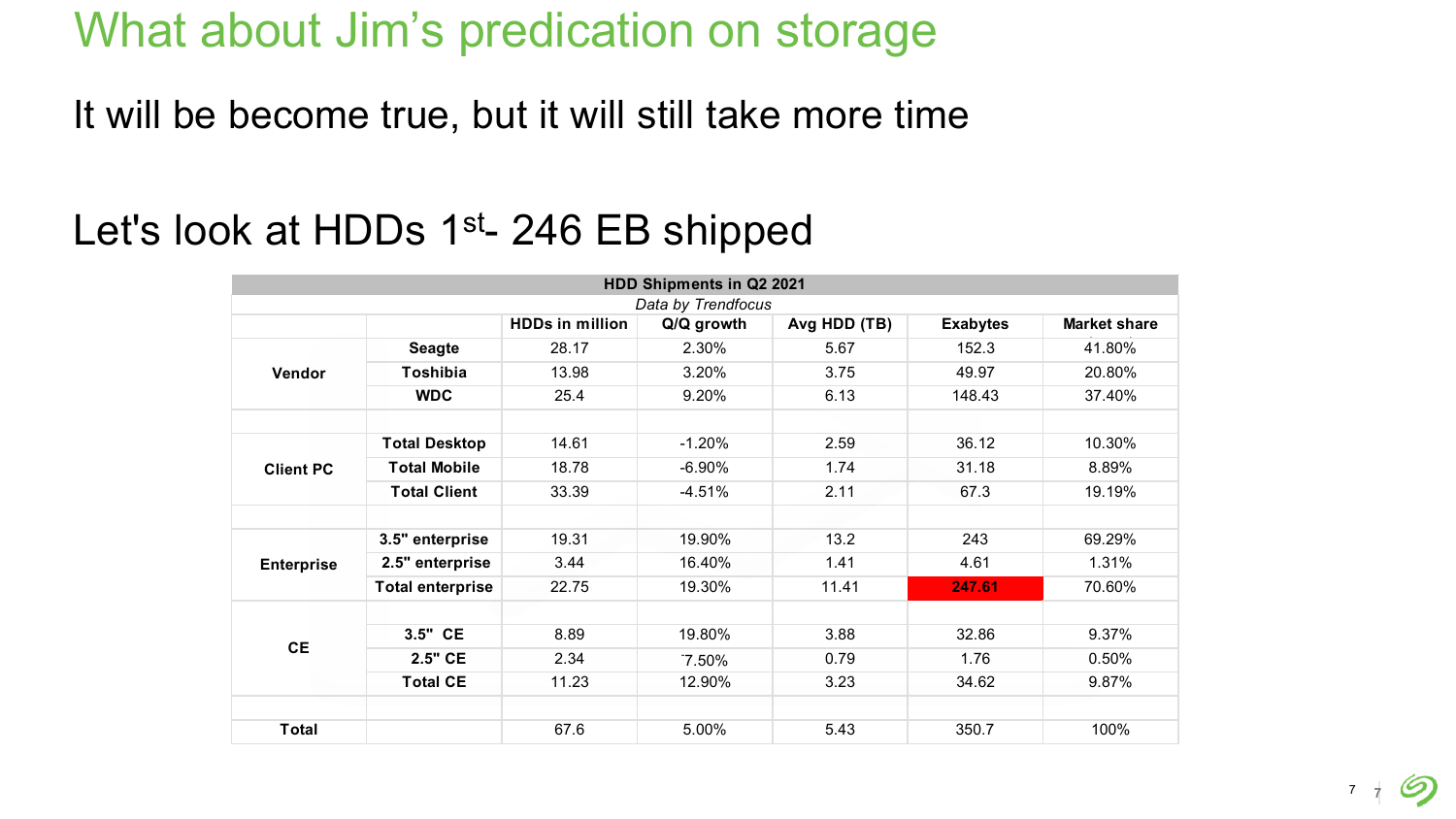# What about Jim's predication on storage

It will be become true, but it will still take more time

## Let's look at HDDs 1st- 246 EB shipped

| HDD Shipments in Q2 2021 | | | | | | | |
|---|---|---|---|---|---|---|---|
| *Data by Trendfocus* | | | | | | | |
| | | HDDs in million | Q/Q growth | Avg HDD (TB) | Exabytes | Market share |
| Vendor | Seagte | 28.17 | 2.30% | 5.67 | 152.3 | 41.80% |
| | Toshibia | 13.98 | 3.20% | 3.75 | 49.97 | 20.80% |
| | WDC | 25.4 | 9.20% | 6.13 | 148.43 | 37.40% |
| | | | | | | |
| Client PC | Total Desktop | 14.61 | -1.20% | 2.59 | 36.12 | 10.30% |
| | Total Mobile | 18.78 | -6.90% | 1.74 | 31.18 | 8.89% |
| | Total Client | 33.39 | -4.51% | 2.11 | 67.3 | 19.19% |
| | | | | | | |
| Enterprise | 3.5" enterprise | 19.31 | 19.90% | 13.2 | 243 | 69.29% |
| | 2.5" enterprise | 3.44 | 16.40% | 1.41 | 4.61 | 1.31% |
| | Total enterprise | 22.75 | 19.30% | 11.41 | 247.61 | 70.60% |
| | | | | | | |
| CE | 3.5" CE | 8.89 | 19.80% | 3.88 | 32.86 | 9.37% |
| | 2.5" CE | 2.34 | -7.50% | 0.79 | 1.76 | 0.50% |
| | Total CE | 11.23 | 12.90% | 3.23 | 34.62 | 9.87% |
| | | | | | | |
| Total | | 67.6 | 5.00% | 5.43 | 350.7 | 100% |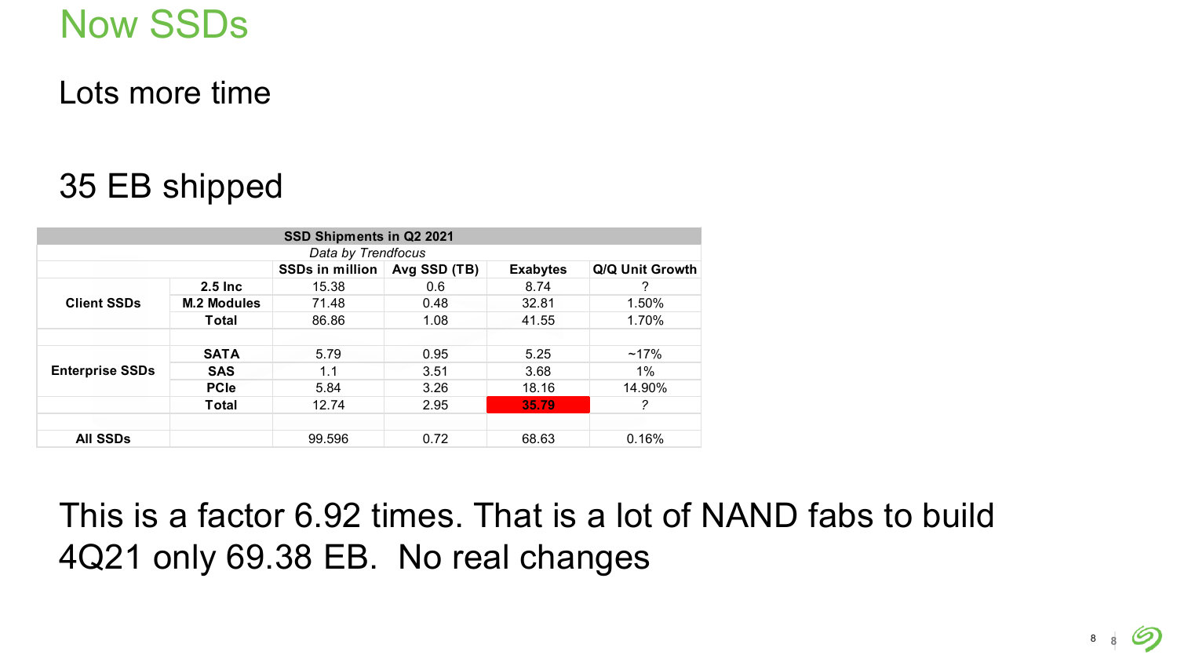# Now SSDs

Lots more time

35 EB shipped

| SSD Shipments in Q2 2021 | | | | | |
|---|---|---|---|---|---|
| *Data by Trendfocus* | | | | | |
| | | SSDs in million | Avg SSD (TB) | Exabytes | Q/Q Unit Growth |
| Client SSDs | 2.5 Inc | 15.38 | 0.6 | 8.74 | ? |
| | M.2 Modules | 71.48 | 0.48 | 32.81 | 1.50% |
| | Total | 86.86 | 1.08 | 41.55 | 1.70% |
| | | | | | |
| Enterprise SSDs | SATA | 5.79 | 0.95 | 5.25 | ~17% |
| | SAS | 1.1 | 3.51 | 3.68 | 1% |
| | PCIe | 5.84 | 3.26 | 18.16 | 14.90% |
| | Total | 12.74 | 2.95 | 35.79 | ? |
| | | | | | |
| All SSDs | | 99.596 | 0.72 | 68.63 | 0.16% |

This is a factor 6.92 times. That is a lot of NAND fabs to build
4Q21 only 69.38 EB. No real changes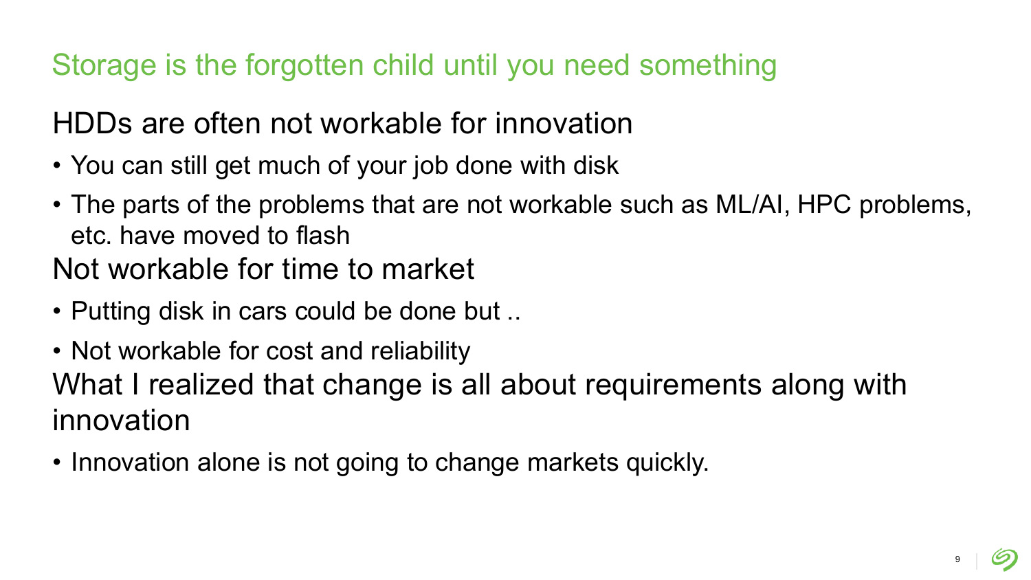# Storage is the forgotten child until you need something

## HDDs are often not workable for innovation

- You can still get much of your job done with disk
- The parts of the problems that are not workable such as ML/AI, HPC problems, etc. have moved to flash

## Not workable for time to market

- Putting disk in cars could be done but ..
- Not workable for cost and reliability

## What I realized that change is all about requirements along with innovation

- Innovation alone is not going to change markets quickly.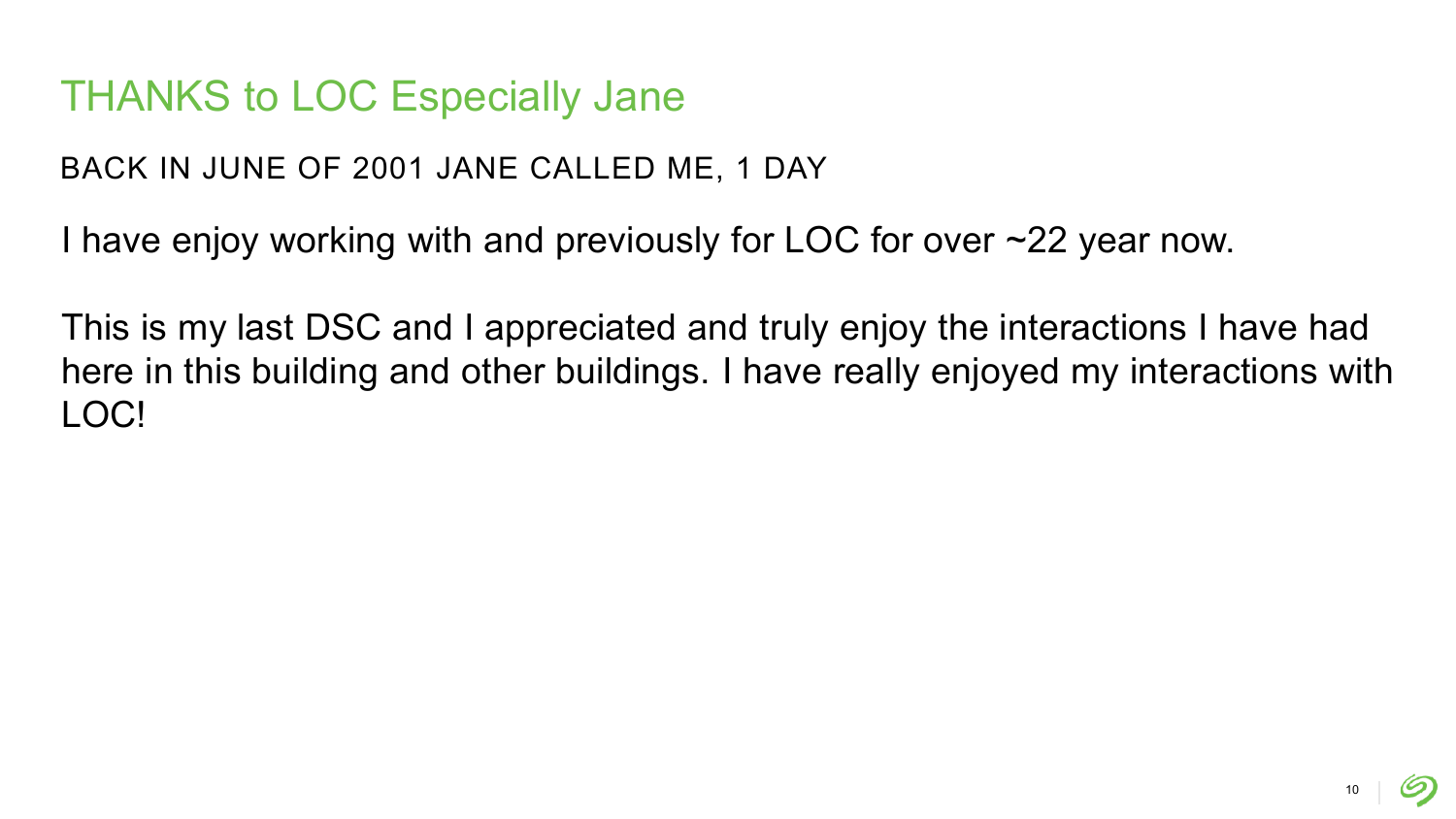# THANKS to LOC Especially Jane

BACK IN JUNE OF 2001 JANE CALLED ME, 1 DAY

I have enjoy working with and previously for LOC for over ~22 year now.

This is my last DSC and I appreciated and truly enjoy the interactions I have had here in this building and other buildings. I have really enjoyed my interactions with LOC!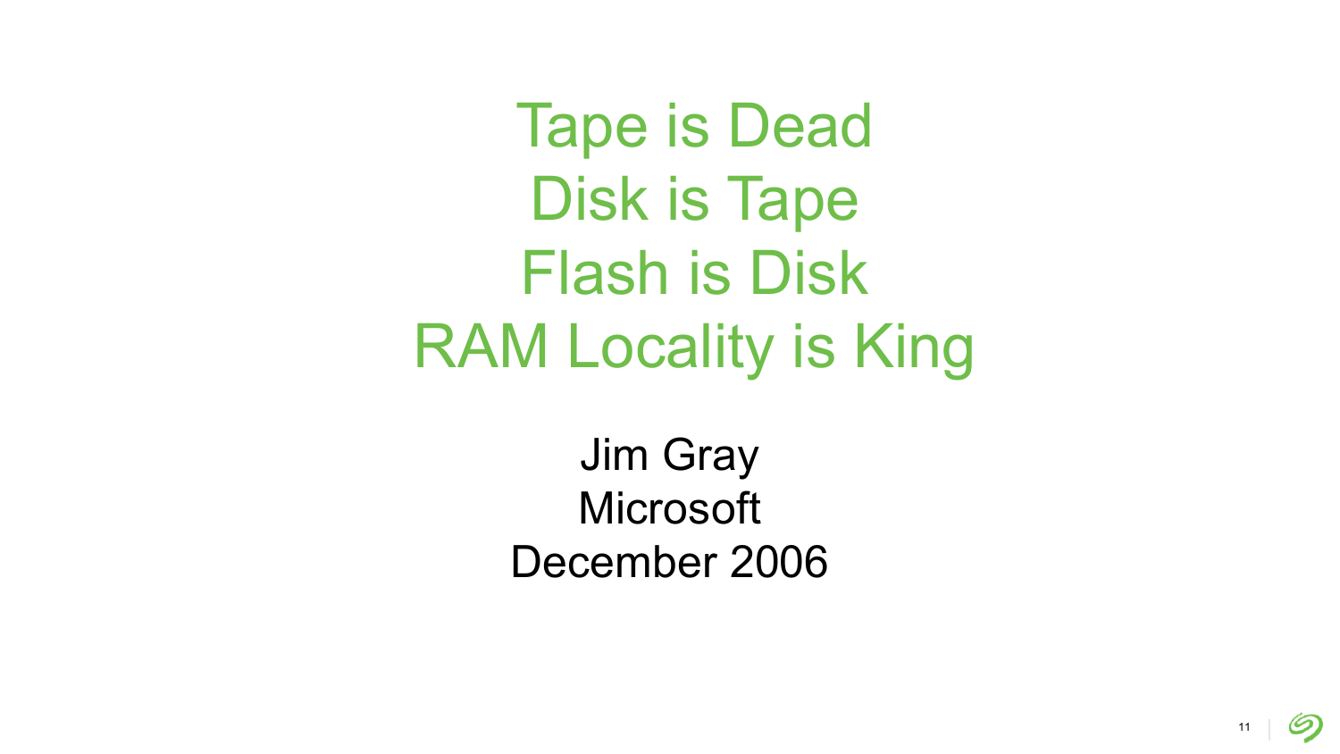# Tape is Dead
# Disk is Tape
# Flash is Disk
# RAM Locality is King

Jim Gray
Microsoft
December 2006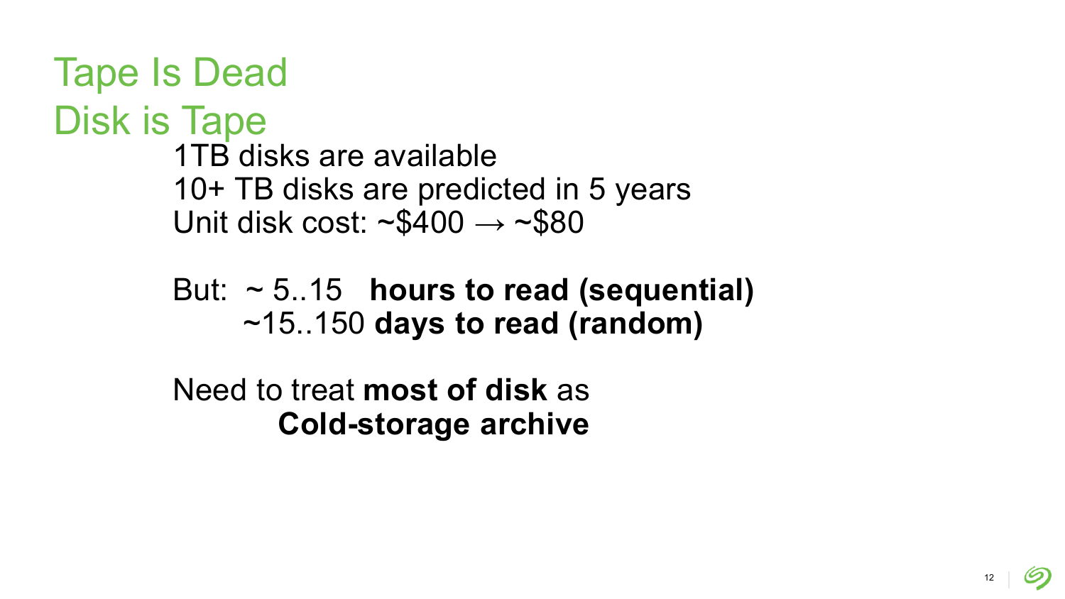# Tape Is Dead
# Disk is Tape

1TB disks are available
10+ TB disks are predicted in 5 years
Unit disk cost: ~$400 → ~$80

But: ~ 5..15 **hours to read (sequential)**
~15..150 **days to read (random)**

Need to treat **most of disk** as
**Cold-storage archive**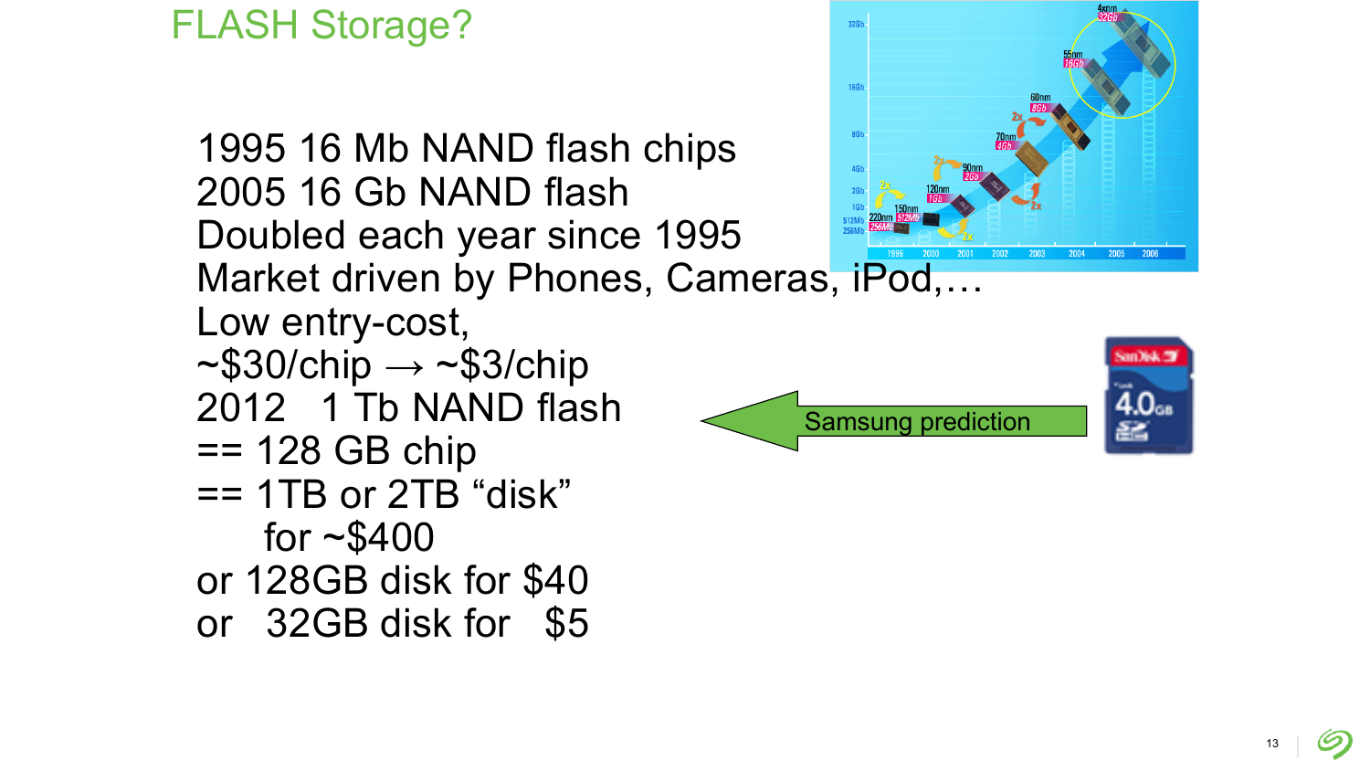# FLASH Storage?

1995 16 Mb NAND flash chips
2005 16 Gb NAND flash
Doubled each year since 1995
Market driven by Phones, Cameras, iPod,…
Low entry-cost,
~$30/chip → ~$3/chip
2012 1 Tb NAND flash
== 128 GB chip
== 1TB or 2TB "disk"
for ~$400
or 128GB disk for $40
or 32GB disk for $5

Samsung prediction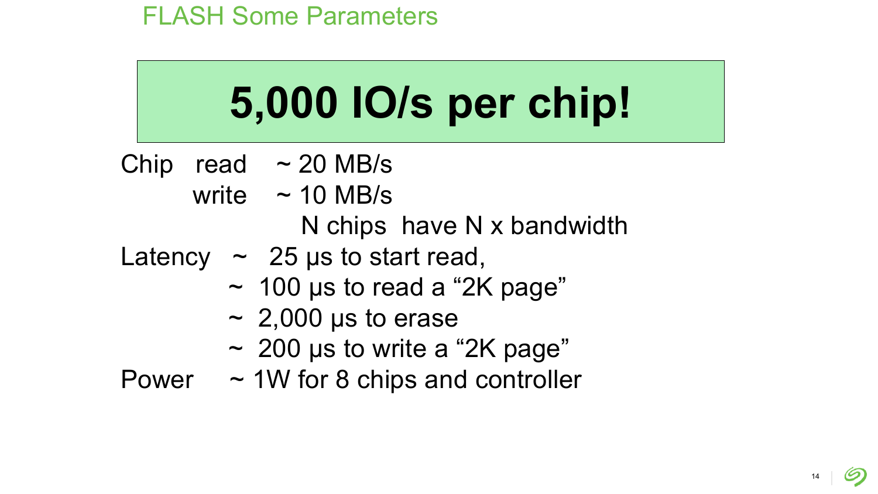# FLASH Some Parameters

## 5,000 IO/s per chip!

Chip read ~ 20 MB/s
write ~ 10 MB/s
N chips have N x bandwidth

Latency ~ 25 µs to start read,
~ 100 µs to read a "2K page"
~ 2,000 µs to erase
~ 200 µs to write a "2K page"

Power ~ 1W for 8 chips and controller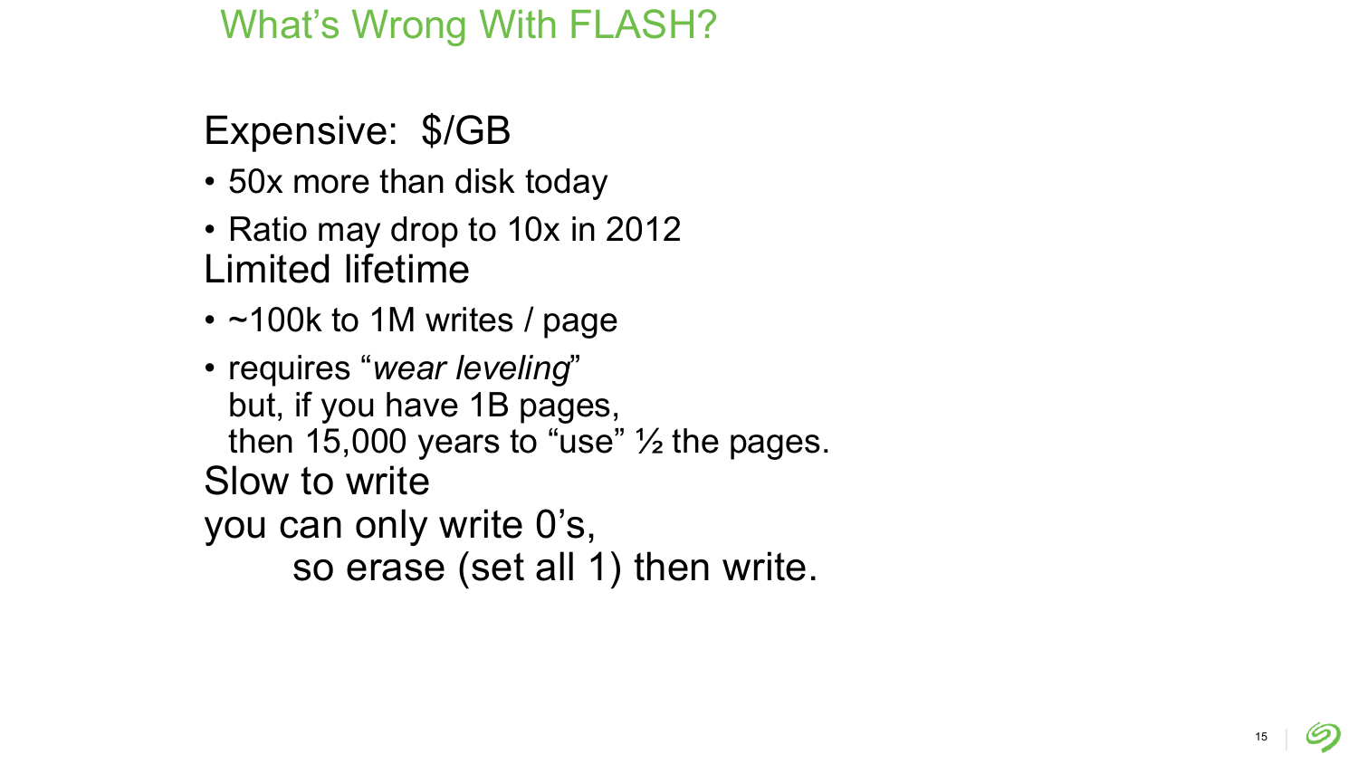# What's Wrong With FLASH?

Expensive: $/GB

- 50x more than disk today
- Ratio may drop to 10x in 2012

Limited lifetime

- ~100k to 1M writes / page
- requires "*wear leveling*"
  but, if you have 1B pages,
  then 15,000 years to "use" ½ the pages.

Slow to write

you can only write 0's,

so erase (set all 1) then write.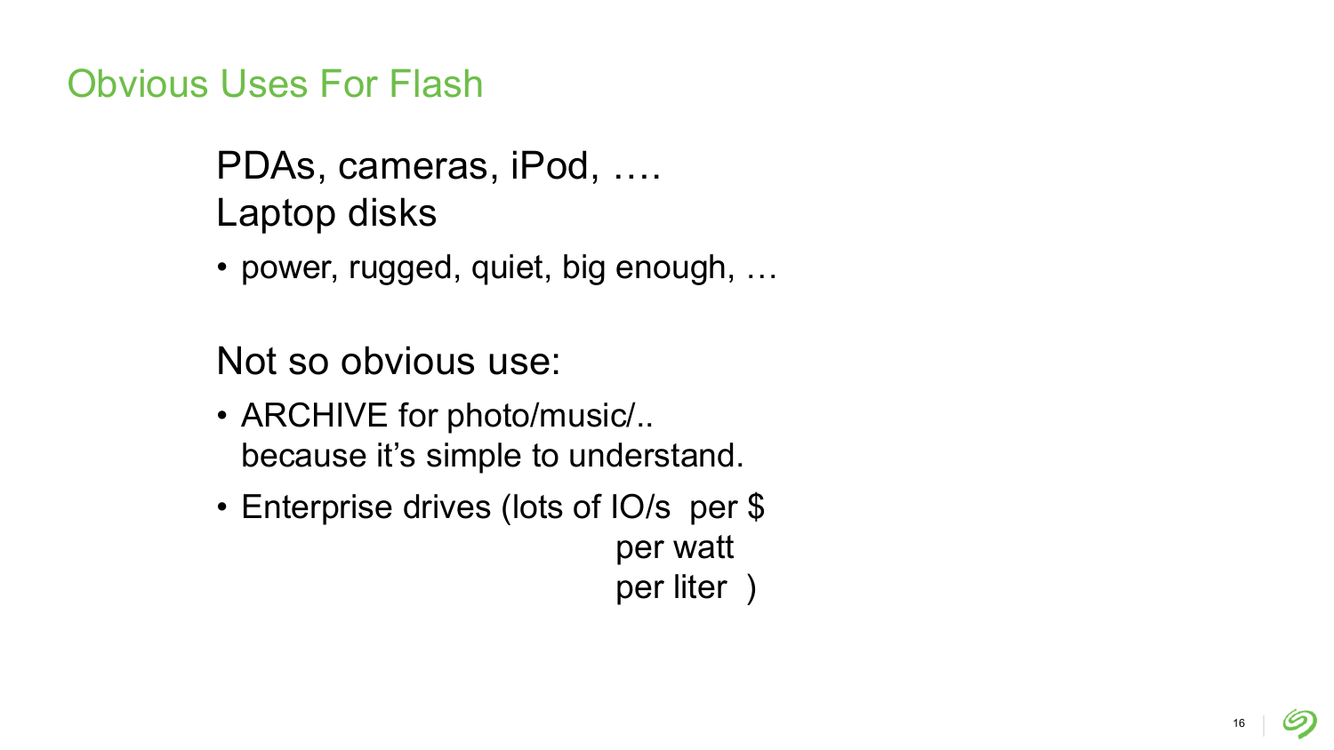# Obvious Uses For Flash

PDAs, cameras, iPod, ….
Laptop disks

- power, rugged, quiet, big enough, …

Not so obvious use:

- ARCHIVE for photo/music/..
  because it's simple to understand.
- Enterprise drives (lots of IO/s per $
  per watt
  per liter )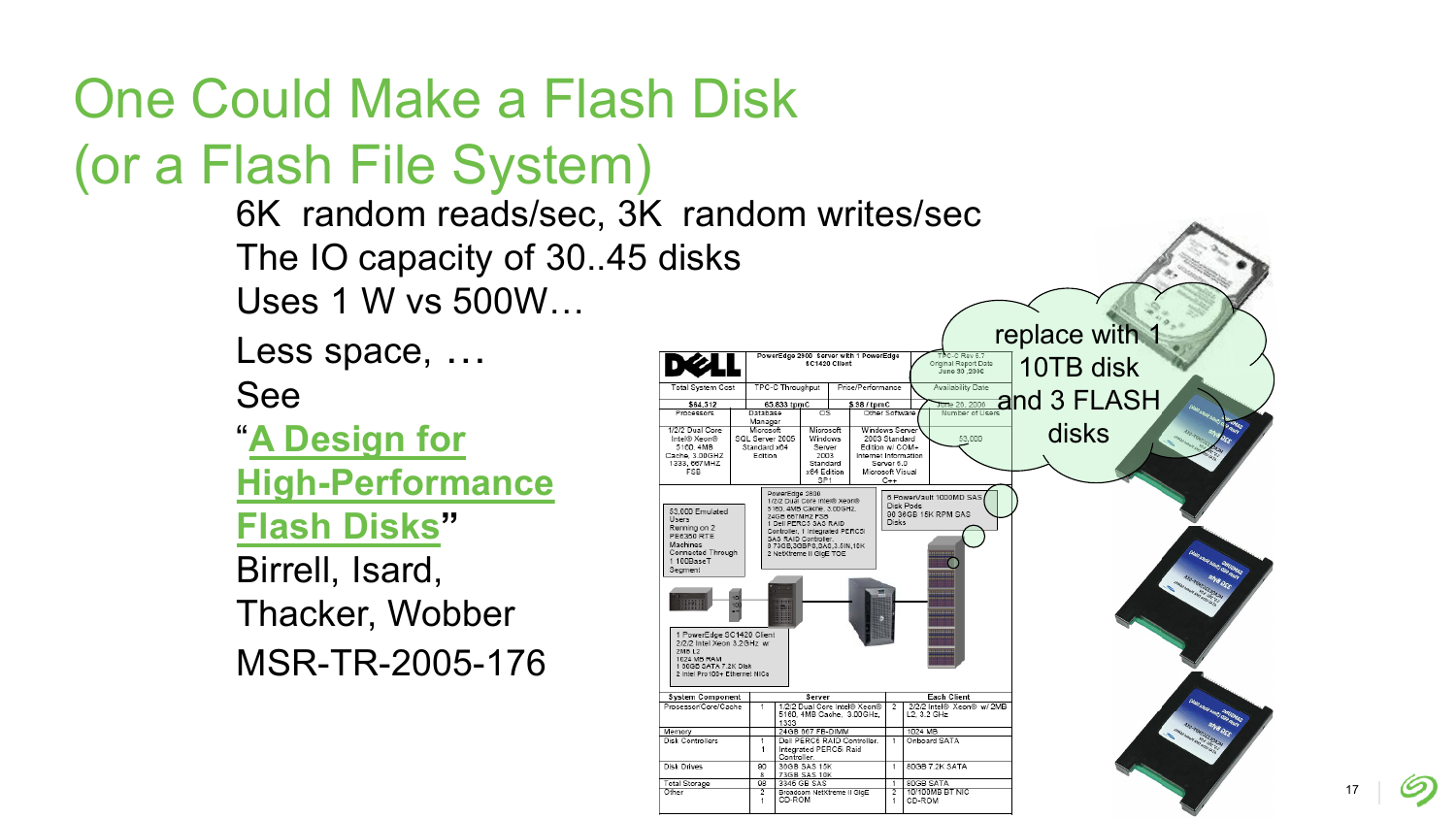# One Could Make a Flash Disk (or a Flash File System)

6K random reads/sec, 3K random writes/sec

The IO capacity of 30..45 disks

Uses 1 W vs 500W…

Less space, …

See

"**A Design for High-Performance Flash Disks**"

Birrell, Isard, Thacker, Wobber

MSR-TR-2005-176

replace with 1 10TB disk and 3 FLASH disks

DELL PowerEdge 2900 Server with 1 PowerEdge SC1420 Client

TPC-C Rev 5.7 Original Report Date June 30, 2006

| Total System Cost | TPC-C Throughput | Price/Performance | Availability Date |
|---|---|---|---|
| $64,512 | 65,833 tpmC | $.98 / tpmC | June 26, 2006 |

| Processors | Database Manager | OS | Other Software | Number of Users |
|---|---|---|---|---|
| 1/2/2 Dual Core Intel® Xeon® 5160, 4MB Cache, 3.00GHZ 1333, 667MHZ FSB | Microsoft SQL Server 2005 Standard x64 Edition | Microsoft Windows Server 2003 Standard x64 Edition SP1 | Windows Server 2003 Standard Edition w/ COM+ Internet Information Server 6.0 Microsoft Visual C++ | 53,000 |

53,000 Emulated Users Running on 2 PE6350 RTE Machines Connected Through 1 100BaseT Segment

PowerEdge 2900 1/2/2 Dual Core Intel® Xeon® 5160, 4MB Cache, 3.00GHz, 24GB 667MHz FSB 1 Dell PERC5 SAS RAID Controller, 1 Integrated PERC5i SAS RAID Controller, 8 73GB,3GBPS,SAS,3.5IN,10K 2 NetXtreme II GigE TOE

6 PowerVault 1000MD SAS Disk Pods 90 36GB 15K RPM SAS Disks

1 PowerEdge SC1420 Client 2/2/2 Intel Xeon 3.2GHz w/ 2MB L2 1024 MB RAM 1 80GB SATA 7.2K Disk 2 Intel Pro100+ Ethernet NICs

| System Component | | Server | | Each Client |
|---|---|---|---|---|
| Processor/Core/Cache | 1 | 1/2/2 Dual Core Intel® Xeon® 5160, 4MB Cache, 3.00GHz, 1333 | 2 | 2/2/2 Intel® Xeon® w/ 2MB L2, 3.2 GHz |
| Memory | | 24GB 667 FB-DIMM | | 1024 MB |
| Disk Controllers | 1<br>1 | Dell PERC5 RAID Controller.<br>Integrated PERC5i Raid Controller. | 1 | Onboard SATA |
| Disk Drives | 90<br>8 | 36GB SAS 15K<br>73GB SAS 10K | 1 | 80GB 7.2K SATA |
| Total Storage | 98 | 3346 GB SAS | 1 | 80GB SATA |
| Other | 2<br>1 | Broadcom NetXtreme II GigE<br>CD-ROM | 2<br>1 | 10/100MB BT NIC<br>CD-ROM |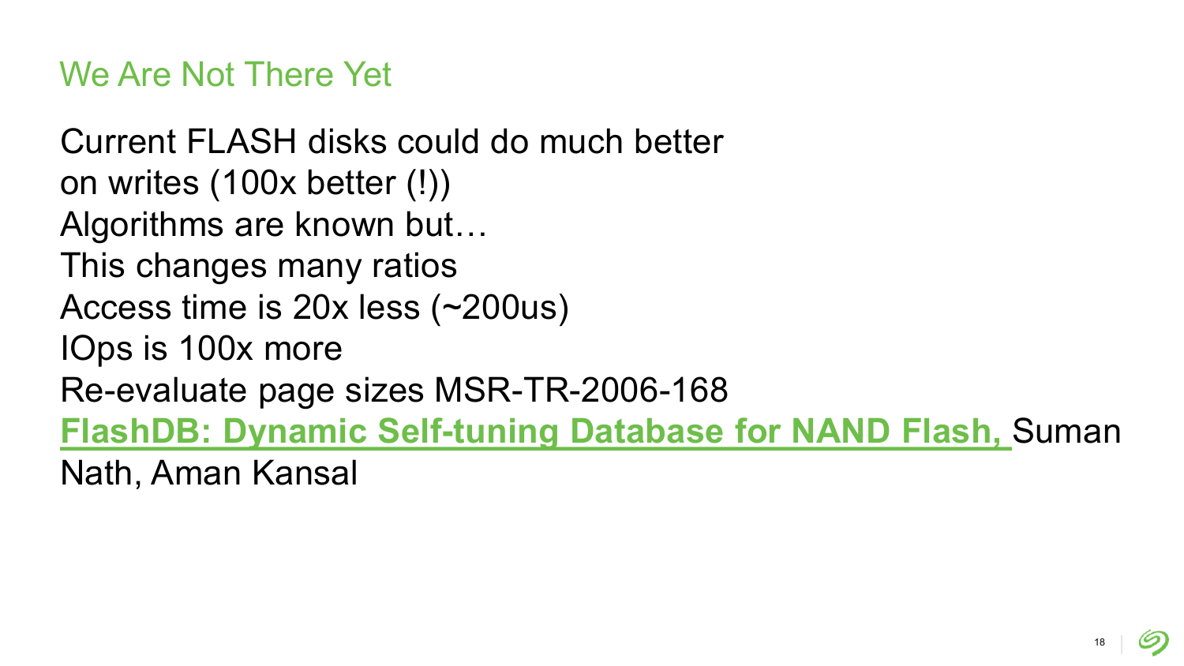# We Are Not There Yet

Current FLASH disks could do much better on writes (100x better (!))

Algorithms are known but…

This changes many ratios

Access time is 20x less (~200us)

IOps is 100x more

Re-evaluate page sizes MSR-TR-2006-168

**FlashDB: Dynamic Self-tuning Database for NAND Flash,** Suman Nath, Aman Kansal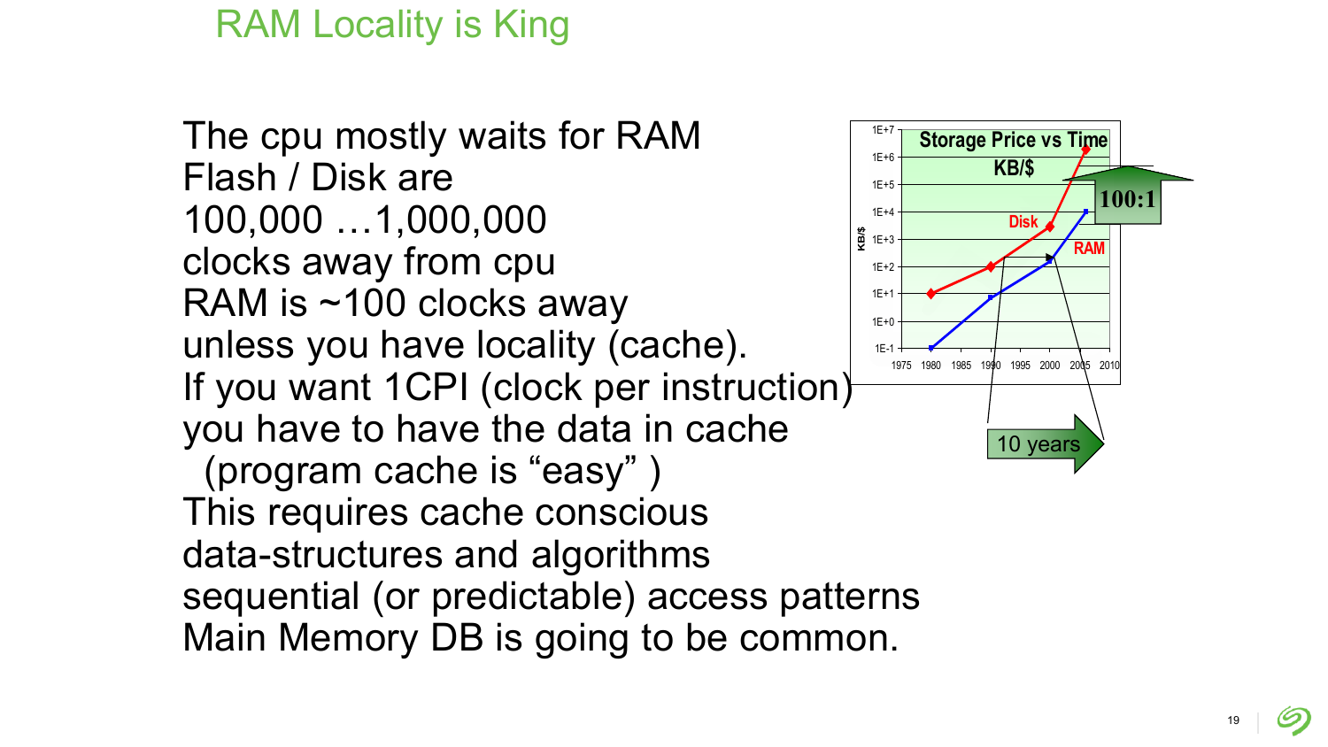# RAM Locality is King

The cpu mostly waits for RAM
Flash / Disk are
100,000 …1,000,000
clocks away from cpu
RAM is ~100 clocks away
unless you have locality (cache).
If you want 1CPI (clock per instruction)
you have to have the data in cache
  (program cache is "easy" )
This requires cache conscious
data-structures and algorithms
sequential (or predictable) access patterns
Main Memory DB is going to be common.

Storage Price vs Time
KB/$

Disk
RAM
100:1
10 years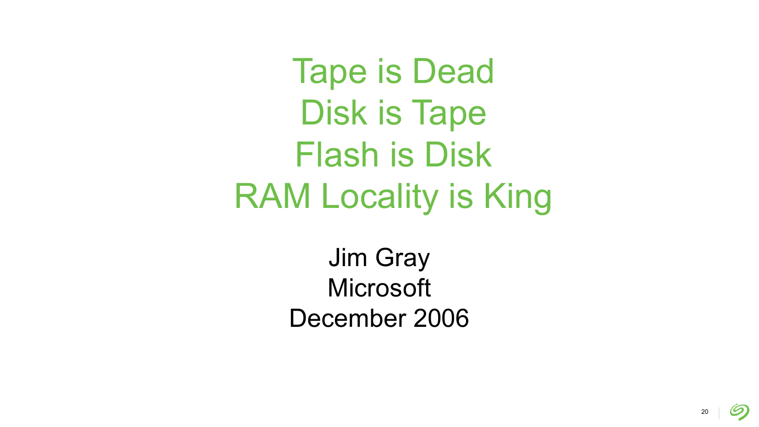# Tape is Dead
# Disk is Tape
# Flash is Disk
# RAM Locality is King

Jim Gray
Microsoft
December 2006